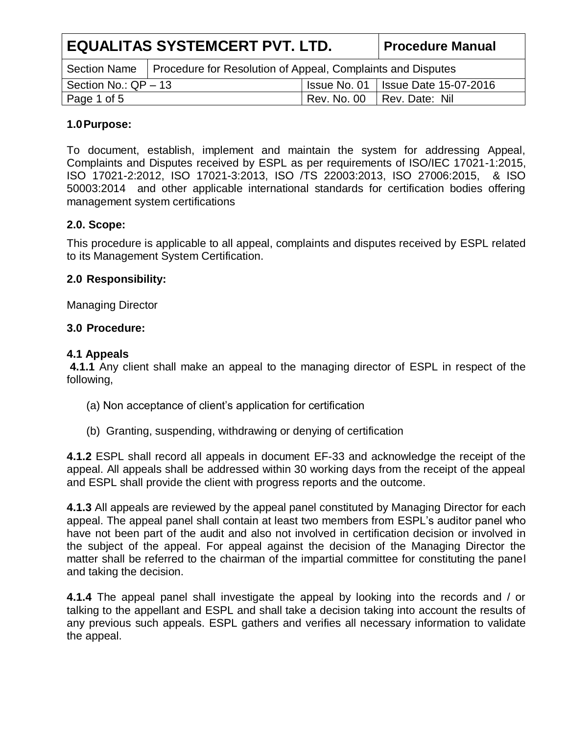## 1.0 Purpose:

To document, establish, implement and maintain the system for addressing Appeal, Complaints and Disputes received by ESPL as per requirements of ISO/IEC 17021-1:2015, ISO 17021-2:2012, ISO 17021-3:2013, ISO /TS 22003:2013, ISO 27006:2015, & ISO 50003:2014 and other applicable international standards for certification bodies offering management system certifications

## 2.0. Scope:

This procedure is applicable to all appeal, complaints and disputes received by ESPL related to its Management System Certification.

## 2.0 Responsibility:

Managing Director

## 3.0 Procedure:

### 4.1 Appeals

**4.1.1** Any client shall make an appeal to the managing director of ESPL in respect of the following,

(a) Non acceptance of client's application for certification

(b) Granting, suspending, withdrawing or denying of certification

**4.1.2** ESPL shall record all appeals in document EF-33 and acknowledge the receipt of the appeal. All appeals shall be addressed within 30 working days from the receipt of the appeal and ESPL shall provide the client with progress reports and the outcome.

**4.1.3** All appeals are reviewed by the appeal panel constituted by Managing Director for each appeal. The appeal panel shall contain at least two members from ESPL's auditor panel who have not been part of the audit and also not involved in certification decision or involved in the subject of the appeal. For appeal against the decision of the Managing Director the matter shall be referred to the chairman of the impartial committee for constituting the panel and taking the decision.

**4.1.4** The appeal panel shall investigate the appeal by looking into the records and / or talking to the appellant and ESPL and shall take a decision taking into account the results of any previous such appeals. ESPL gathers and verifies all necessary information to validate the appeal.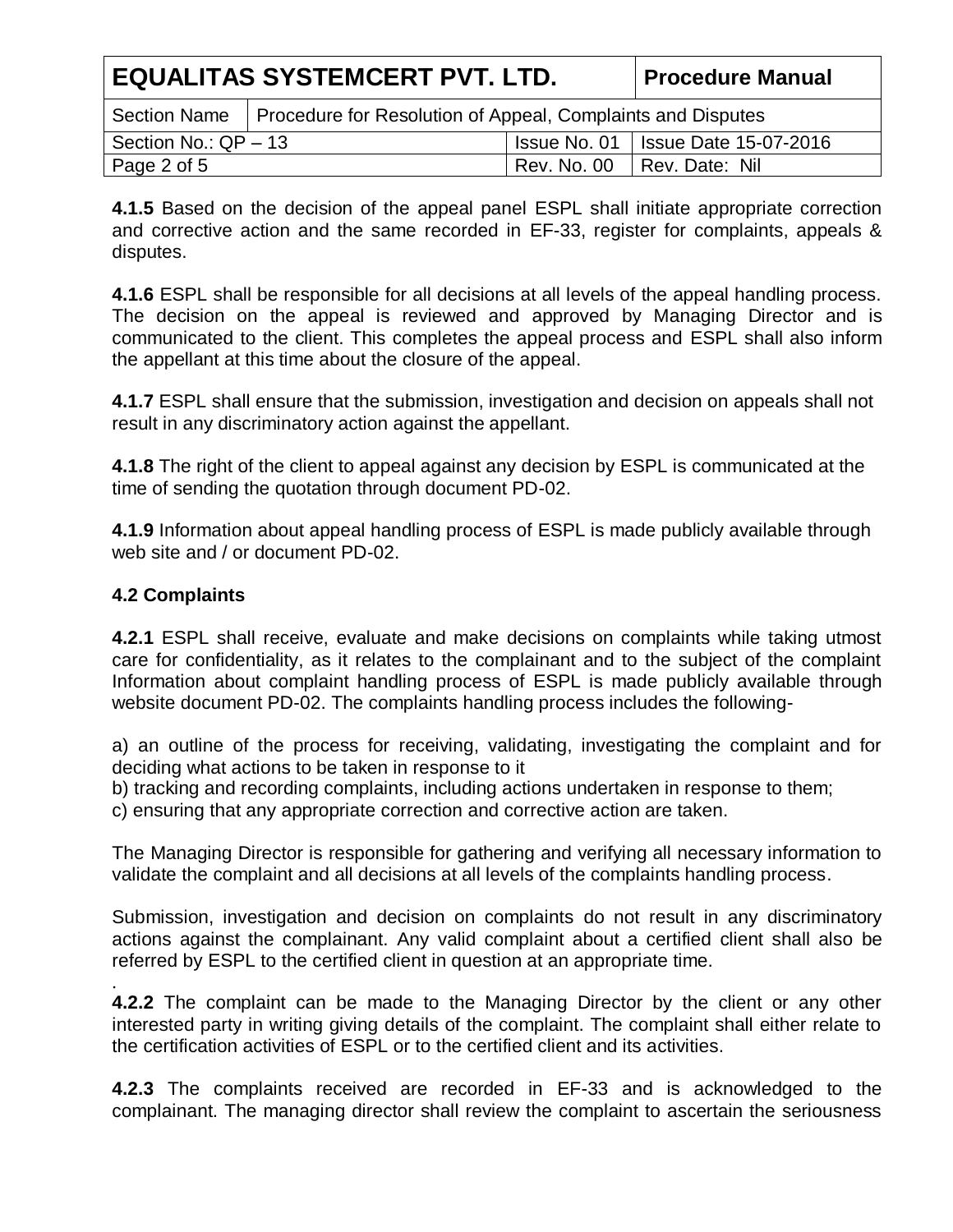**4.1.5** Based on the decision of the appeal panel ESPL shall initiate appropriate correction and corrective action and the same recorded in EF-33, register for complaints, appeals & disputes.

**4.1.6** ESPL shall be responsible for all decisions at all levels of the appeal handling process. The decision on the appeal is reviewed and approved by Managing Director and is communicated to the client. This completes the appeal process and ESPL shall also inform the appellant at this time about the closure of the appeal.

**4.1.7** ESPL shall ensure that the submission, investigation and decision on appeals shall not result in any discriminatory action against the appellant.

**4.1.8** The right of the client to appeal against any decision by ESPL is communicated at the time of sending the quotation through document PD-02.

**4.1.9** Information about appeal handling process of ESPL is made publicly available through web site and / or document PD-02.

**4.2 Complaints**

**4.2.1** ESPL shall receive, evaluate and make decisions on complaints while taking utmost care for confidentiality, as it relates to the complainant and to the subject of the complaint Information about complaint handling process of ESPL is made publicly available through website document PD-02. The complaints handling process includes the following-

a) an outline of the process for receiving, validating, investigating the complaint and for deciding what actions to be taken in response to it
b) tracking and recording complaints, including actions undertaken in response to them;
c) ensuring that any appropriate correction and corrective action are taken.

The Managing Director is responsible for gathering and verifying all necessary information to validate the complaint and all decisions at all levels of the complaints handling process.

Submission, investigation and decision on complaints do not result in any discriminatory actions against the complainant. Any valid complaint about a certified client shall also be referred by ESPL to the certified client in question at an appropriate time.

.
**4.2.2** The complaint can be made to the Managing Director by the client or any other interested party in writing giving details of the complaint. The complaint shall either relate to the certification activities of ESPL or to the certified client and its activities.

**4.2.3** The complaints received are recorded in EF-33 and is acknowledged to the complainant. The managing director shall review the complaint to ascertain the seriousness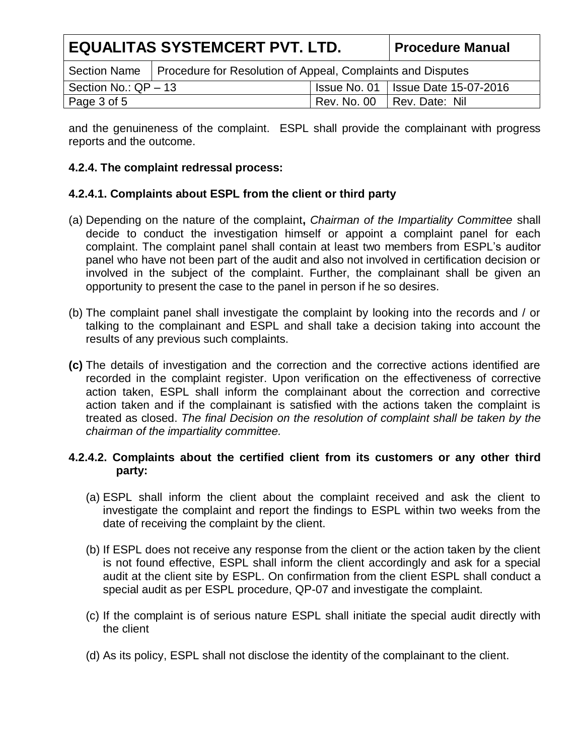and the genuineness of the complaint. ESPL shall provide the complainant with progress reports and the outcome.

**4.2.4. The complaint redressal process:**

**4.2.4.1. Complaints about ESPL from the client or third party**

(a) Depending on the nature of the complaint**,** *Chairman of the Impartiality Committee* shall decide to conduct the investigation himself or appoint a complaint panel for each complaint. The complaint panel shall contain at least two members from ESPL's auditor panel who have not been part of the audit and also not involved in certification decision or involved in the subject of the complaint. Further, the complainant shall be given an opportunity to present the case to the panel in person if he so desires.

(b) The complaint panel shall investigate the complaint by looking into the records and / or talking to the complainant and ESPL and shall take a decision taking into account the results of any previous such complaints.

**(c)** The details of investigation and the correction and the corrective actions identified are recorded in the complaint register. Upon verification on the effectiveness of corrective action taken, ESPL shall inform the complainant about the correction and corrective action taken and if the complainant is satisfied with the actions taken the complaint is treated as closed. *The final Decision on the resolution of complaint shall be taken by the chairman of the impartiality committee.*

**4.2.4.2. Complaints about the certified client from its customers or any other third party:**

(a) ESPL shall inform the client about the complaint received and ask the client to investigate the complaint and report the findings to ESPL within two weeks from the date of receiving the complaint by the client.

(b) If ESPL does not receive any response from the client or the action taken by the client is not found effective, ESPL shall inform the client accordingly and ask for a special audit at the client site by ESPL. On confirmation from the client ESPL shall conduct a special audit as per ESPL procedure, QP-07 and investigate the complaint.

(c) If the complaint is of serious nature ESPL shall initiate the special audit directly with the client

(d) As its policy, ESPL shall not disclose the identity of the complainant to the client.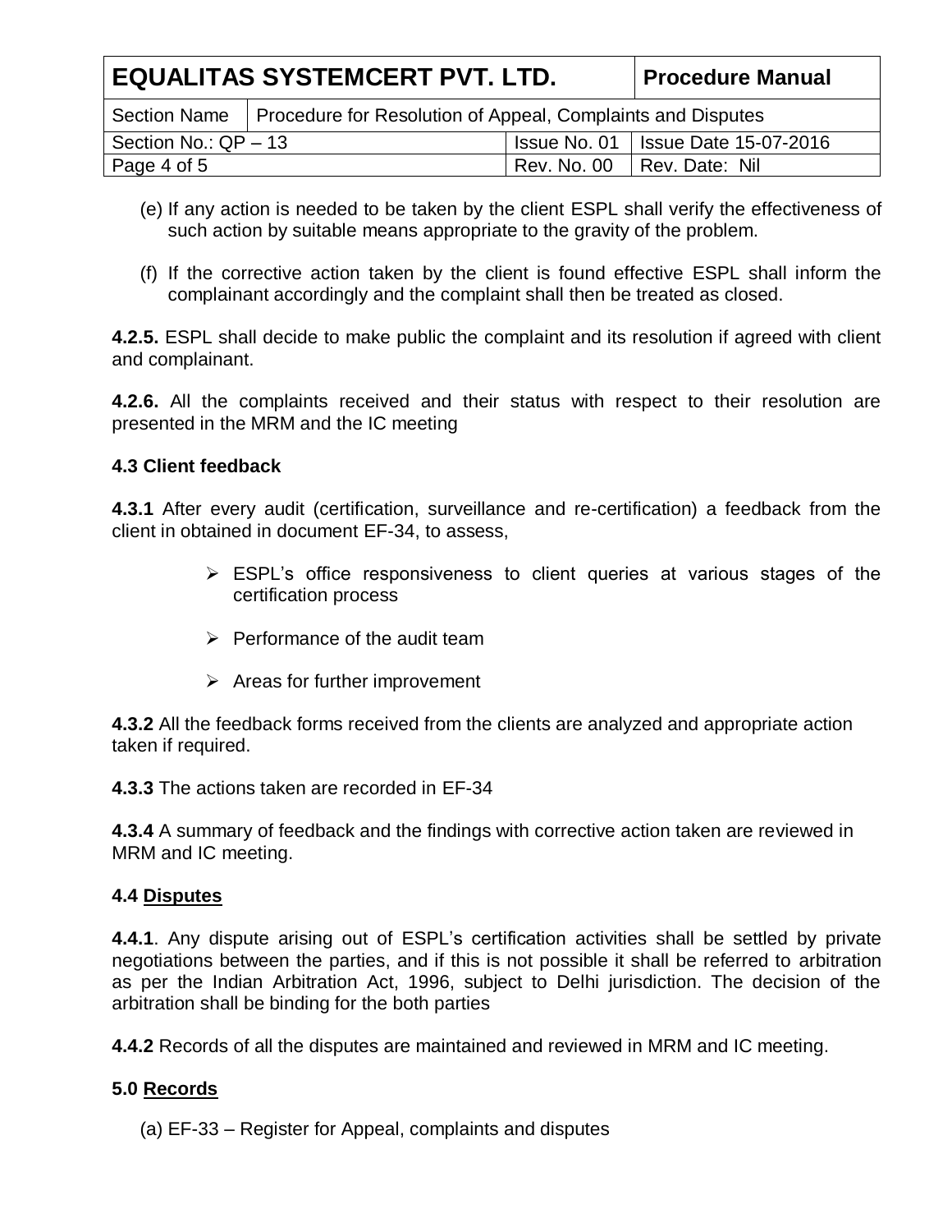(e) If any action is needed to be taken by the client ESPL shall verify the effectiveness of such action by suitable means appropriate to the gravity of the problem.

(f) If the corrective action taken by the client is found effective ESPL shall inform the complainant accordingly and the complaint shall then be treated as closed.

**4.2.5.** ESPL shall decide to make public the complaint and its resolution if agreed with client and complainant.

**4.2.6.** All the complaints received and their status with respect to their resolution are presented in the MRM and the IC meeting

### 4.3 Client feedback

**4.3.1** After every audit (certification, surveillance and re-certification) a feedback from the client in obtained in document EF-34, to assess,

- ESPL's office responsiveness to client queries at various stages of the certification process
- Performance of the audit team
- Areas for further improvement

**4.3.2** All the feedback forms received from the clients are analyzed and appropriate action taken if required.

**4.3.3** The actions taken are recorded in EF-34

**4.3.4** A summary of feedback and the findings with corrective action taken are reviewed in MRM and IC meeting.

### 4.4 Disputes

**4.4.1**. Any dispute arising out of ESPL's certification activities shall be settled by private negotiations between the parties, and if this is not possible it shall be referred to arbitration as per the Indian Arbitration Act, 1996, subject to Delhi jurisdiction. The decision of the arbitration shall be binding for the both parties

**4.4.2** Records of all the disputes are maintained and reviewed in MRM and IC meeting.

## 5.0 Records

(a) EF-33 – Register for Appeal, complaints and disputes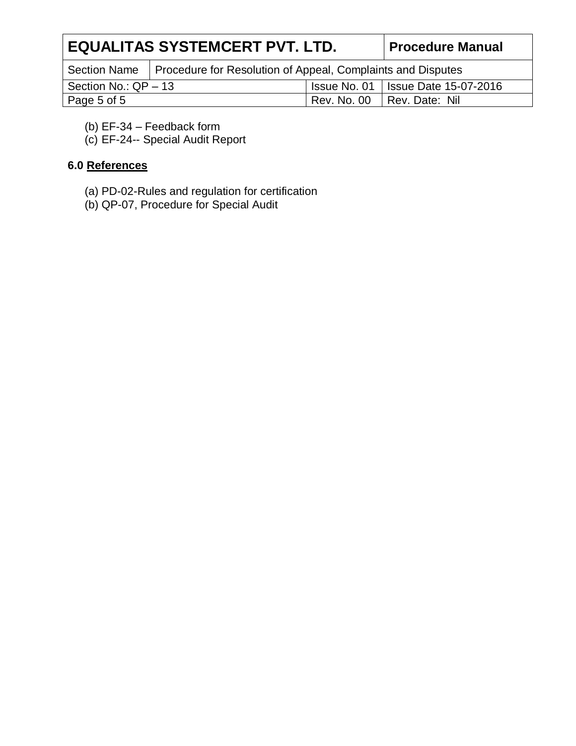(b) EF-34 – Feedback form
(c) EF-24-- Special Audit Report

## 6.0 References

(a) PD-02-Rules and regulation for certification
(b) QP-07, Procedure for Special Audit